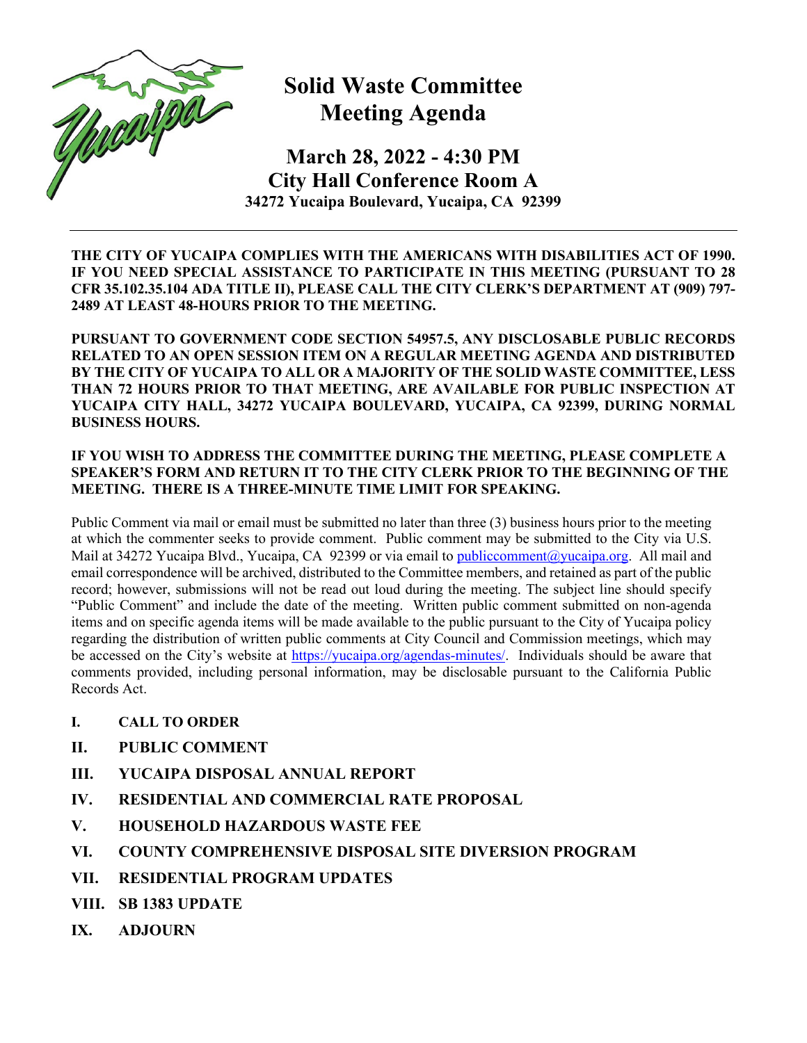# Solid Waste Committee Meeting Agenda

## March 28, 2022 - 4:30 PM
## City Hall Conference Room A

**34272 Yucaipa Boulevard, Yucaipa, CA 92399**

---

**THE CITY OF YUCAIPA COMPLIES WITH THE AMERICANS WITH DISABILITIES ACT OF 1990. IF YOU NEED SPECIAL ASSISTANCE TO PARTICIPATE IN THIS MEETING (PURSUANT TO 28 CFR 35.102.35.104 ADA TITLE II), PLEASE CALL THE CITY CLERK'S DEPARTMENT AT (909) 797-2489 AT LEAST 48-HOURS PRIOR TO THE MEETING.**

**PURSUANT TO GOVERNMENT CODE SECTION 54957.5, ANY DISCLOSABLE PUBLIC RECORDS RELATED TO AN OPEN SESSION ITEM ON A REGULAR MEETING AGENDA AND DISTRIBUTED BY THE CITY OF YUCAIPA TO ALL OR A MAJORITY OF THE SOLID WASTE COMMITTEE, LESS THAN 72 HOURS PRIOR TO THAT MEETING, ARE AVAILABLE FOR PUBLIC INSPECTION AT YUCAIPA CITY HALL, 34272 YUCAIPA BOULEVARD, YUCAIPA, CA 92399, DURING NORMAL BUSINESS HOURS.**

**IF YOU WISH TO ADDRESS THE COMMITTEE DURING THE MEETING, PLEASE COMPLETE A SPEAKER'S FORM AND RETURN IT TO THE CITY CLERK PRIOR TO THE BEGINNING OF THE MEETING. THERE IS A THREE-MINUTE TIME LIMIT FOR SPEAKING.**

Public Comment via mail or email must be submitted no later than three (3) business hours prior to the meeting at which the commenter seeks to provide comment. Public comment may be submitted to the City via U.S. Mail at 34272 Yucaipa Blvd., Yucaipa, CA 92399 or via email to publiccomment@yucaipa.org. All mail and email correspondence will be archived, distributed to the Committee members, and retained as part of the public record; however, submissions will not be read out loud during the meeting. The subject line should specify "Public Comment" and include the date of the meeting. Written public comment submitted on non-agenda items and on specific agenda items will be made available to the public pursuant to the City of Yucaipa policy regarding the distribution of written public comments at City Council and Commission meetings, which may be accessed on the City's website at https://yucaipa.org/agendas-minutes/. Individuals should be aware that comments provided, including personal information, may be disclosable pursuant to the California Public Records Act.

**I. CALL TO ORDER**

**II. PUBLIC COMMENT**

**III. YUCAIPA DISPOSAL ANNUAL REPORT**

**IV. RESIDENTIAL AND COMMERCIAL RATE PROPOSAL**

**V. HOUSEHOLD HAZARDOUS WASTE FEE**

**VI. COUNTY COMPREHENSIVE DISPOSAL SITE DIVERSION PROGRAM**

**VII. RESIDENTIAL PROGRAM UPDATES**

**VIII. SB 1383 UPDATE**

**IX. ADJOURN**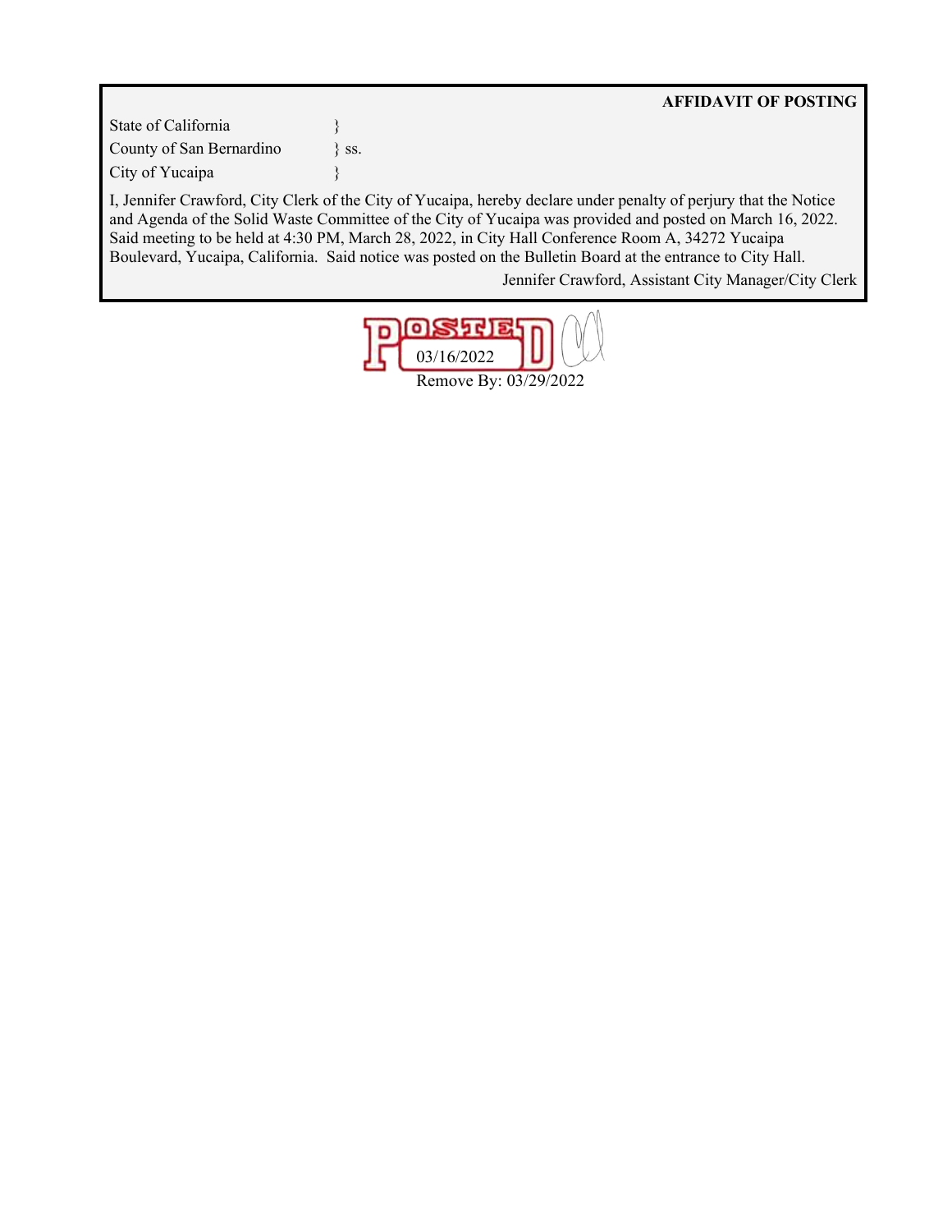**AFFIDAVIT OF POSTING**

State of California }
County of San Bernardino } ss.
City of Yucaipa }

I, Jennifer Crawford, City Clerk of the City of Yucaipa, hereby declare under penalty of perjury that the Notice and Agenda of the Solid Waste Committee of the City of Yucaipa was provided and posted on March 16, 2022. Said meeting to be held at 4:30 PM, March 28, 2022, in City Hall Conference Room A, 34272 Yucaipa Boulevard, Yucaipa, California. Said notice was posted on the Bulletin Board at the entrance to City Hall.

Jennifer Crawford, Assistant City Manager/City Clerk

POSTED
03/16/2022
Remove By: 03/29/2022